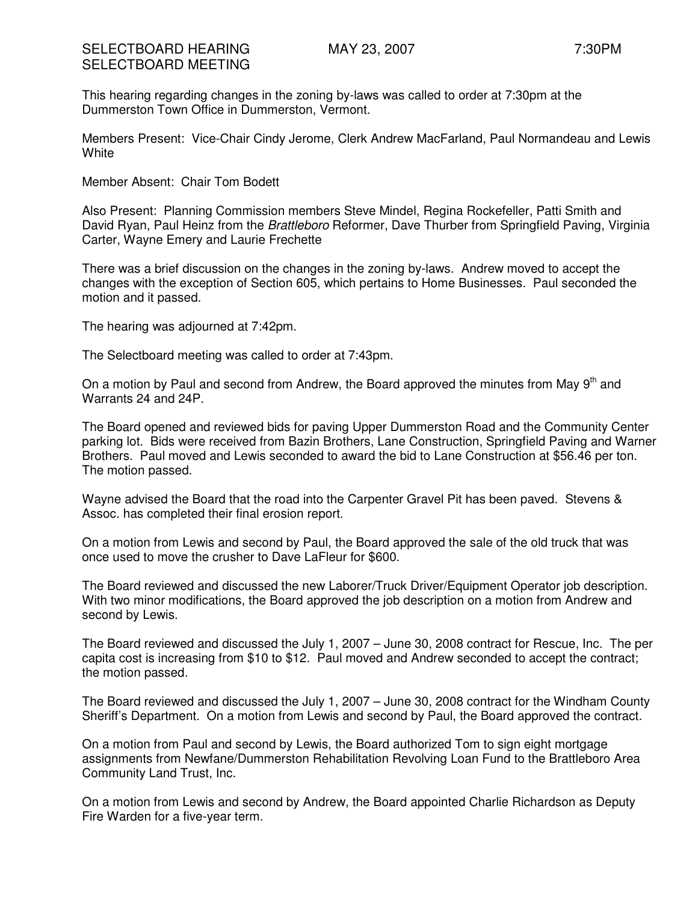SELECTBOARD HEARING MAY 23, 2007 7:30PM
SELECTBOARD MEETING

This hearing regarding changes in the zoning by-laws was called to order at 7:30pm at the Dummerston Town Office in Dummerston, Vermont.

Members Present: Vice-Chair Cindy Jerome, Clerk Andrew MacFarland, Paul Normandeau and Lewis White

Member Absent: Chair Tom Bodett

Also Present: Planning Commission members Steve Mindel, Regina Rockefeller, Patti Smith and David Ryan, Paul Heinz from the *Brattleboro* Reformer, Dave Thurber from Springfield Paving, Virginia Carter, Wayne Emery and Laurie Frechette

There was a brief discussion on the changes in the zoning by-laws. Andrew moved to accept the changes with the exception of Section 605, which pertains to Home Businesses. Paul seconded the motion and it passed.

The hearing was adjourned at 7:42pm.

The Selectboard meeting was called to order at 7:43pm.

On a motion by Paul and second from Andrew, the Board approved the minutes from May 9th and Warrants 24 and 24P.

The Board opened and reviewed bids for paving Upper Dummerston Road and the Community Center parking lot. Bids were received from Bazin Brothers, Lane Construction, Springfield Paving and Warner Brothers. Paul moved and Lewis seconded to award the bid to Lane Construction at $56.46 per ton. The motion passed.

Wayne advised the Board that the road into the Carpenter Gravel Pit has been paved. Stevens & Assoc. has completed their final erosion report.

On a motion from Lewis and second by Paul, the Board approved the sale of the old truck that was once used to move the crusher to Dave LaFleur for $600.

The Board reviewed and discussed the new Laborer/Truck Driver/Equipment Operator job description. With two minor modifications, the Board approved the job description on a motion from Andrew and second by Lewis.

The Board reviewed and discussed the July 1, 2007 – June 30, 2008 contract for Rescue, Inc. The per capita cost is increasing from $10 to $12. Paul moved and Andrew seconded to accept the contract; the motion passed.

The Board reviewed and discussed the July 1, 2007 – June 30, 2008 contract for the Windham County Sheriff's Department. On a motion from Lewis and second by Paul, the Board approved the contract.

On a motion from Paul and second by Lewis, the Board authorized Tom to sign eight mortgage assignments from Newfane/Dummerston Rehabilitation Revolving Loan Fund to the Brattleboro Area Community Land Trust, Inc.

On a motion from Lewis and second by Andrew, the Board appointed Charlie Richardson as Deputy Fire Warden for a five-year term.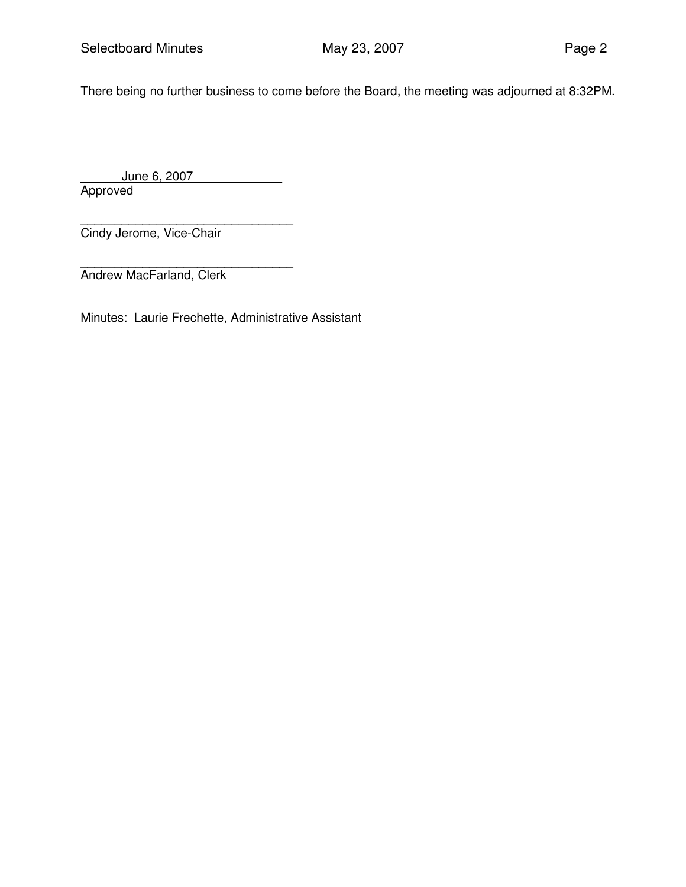There being no further business to come before the Board, the meeting was adjourned at 8:32PM.

______June 6, 2007_____________
Approved

________________________________
Cindy Jerome, Vice-Chair

________________________________
Andrew MacFarland, Clerk

Minutes: Laurie Frechette, Administrative Assistant